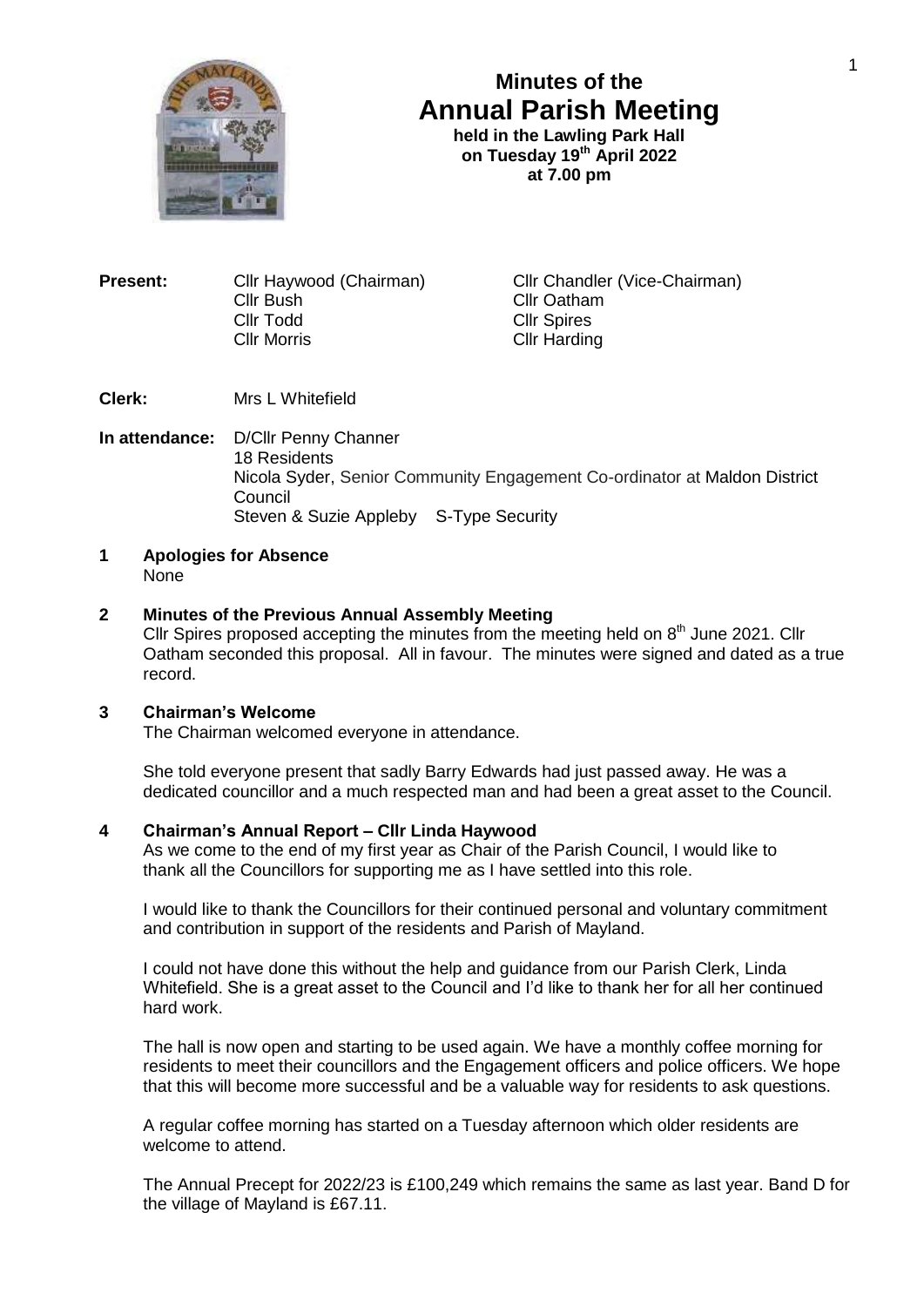# Minutes of the Annual Parish Meeting

**held in the Lawling Park Hall on Tuesday 19th April 2022 at 7.00 pm**

| | | |
|---|---|---|
| **Present:** | Cllr Haywood (Chairman) | Cllr Chandler (Vice-Chairman) |
| | Cllr Bush | Cllr Oatham |
| | Cllr Todd | Cllr Spires |
| | Cllr Morris | Cllr Harding |

**Clerk:** Mrs L Whitefield

**In attendance:** D/Cllr Penny Channer
18 Residents
Nicola Syder, Senior Community Engagement Co-ordinator at Maldon District Council
Steven & Suzie Appleby S-Type Security

## 1 Apologies for Absence

None

## 2 Minutes of the Previous Annual Assembly Meeting

Cllr Spires proposed accepting the minutes from the meeting held on 8th June 2021. Cllr Oatham seconded this proposal. All in favour. The minutes were signed and dated as a true record.

## 3 Chairman's Welcome

The Chairman welcomed everyone in attendance.

She told everyone present that sadly Barry Edwards had just passed away. He was a dedicated councillor and a much respected man and had been a great asset to the Council.

## 4 Chairman's Annual Report – Cllr Linda Haywood

As we come to the end of my first year as Chair of the Parish Council, I would like to thank all the Councillors for supporting me as I have settled into this role.

I would like to thank the Councillors for their continued personal and voluntary commitment and contribution in support of the residents and Parish of Mayland.

I could not have done this without the help and guidance from our Parish Clerk, Linda Whitefield. She is a great asset to the Council and I'd like to thank her for all her continued hard work.

The hall is now open and starting to be used again. We have a monthly coffee morning for residents to meet their councillors and the Engagement officers and police officers. We hope that this will become more successful and be a valuable way for residents to ask questions.

A regular coffee morning has started on a Tuesday afternoon which older residents are welcome to attend.

The Annual Precept for 2022/23 is £100,249 which remains the same as last year. Band D for the village of Mayland is £67.11.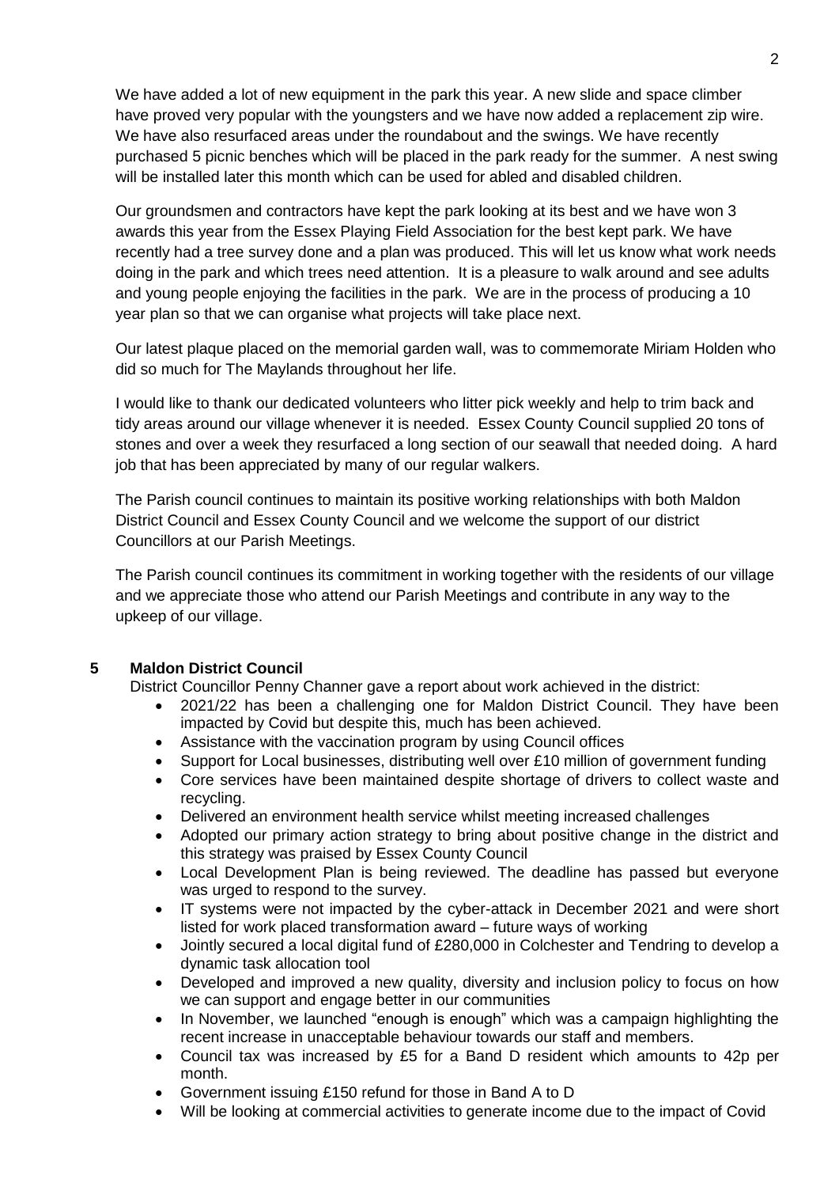We have added a lot of new equipment in the park this year. A new slide and space climber have proved very popular with the youngsters and we have now added a replacement zip wire. We have also resurfaced areas under the roundabout and the swings. We have recently purchased 5 picnic benches which will be placed in the park ready for the summer. A nest swing will be installed later this month which can be used for abled and disabled children.

Our groundsmen and contractors have kept the park looking at its best and we have won 3 awards this year from the Essex Playing Field Association for the best kept park. We have recently had a tree survey done and a plan was produced. This will let us know what work needs doing in the park and which trees need attention. It is a pleasure to walk around and see adults and young people enjoying the facilities in the park. We are in the process of producing a 10 year plan so that we can organise what projects will take place next.

Our latest plaque placed on the memorial garden wall, was to commemorate Miriam Holden who did so much for The Maylands throughout her life.

I would like to thank our dedicated volunteers who litter pick weekly and help to trim back and tidy areas around our village whenever it is needed. Essex County Council supplied 20 tons of stones and over a week they resurfaced a long section of our seawall that needed doing. A hard job that has been appreciated by many of our regular walkers.

The Parish council continues to maintain its positive working relationships with both Maldon District Council and Essex County Council and we welcome the support of our district Councillors at our Parish Meetings.

The Parish council continues its commitment in working together with the residents of our village and we appreciate those who attend our Parish Meetings and contribute in any way to the upkeep of our village.

## 5 Maldon District Council

District Councillor Penny Channer gave a report about work achieved in the district:

- 2021/22 has been a challenging one for Maldon District Council. They have been impacted by Covid but despite this, much has been achieved.
- Assistance with the vaccination program by using Council offices
- Support for Local businesses, distributing well over £10 million of government funding
- Core services have been maintained despite shortage of drivers to collect waste and recycling.
- Delivered an environment health service whilst meeting increased challenges
- Adopted our primary action strategy to bring about positive change in the district and this strategy was praised by Essex County Council
- Local Development Plan is being reviewed. The deadline has passed but everyone was urged to respond to the survey.
- IT systems were not impacted by the cyber-attack in December 2021 and were short listed for work placed transformation award – future ways of working
- Jointly secured a local digital fund of £280,000 in Colchester and Tendring to develop a dynamic task allocation tool
- Developed and improved a new quality, diversity and inclusion policy to focus on how we can support and engage better in our communities
- In November, we launched "enough is enough" which was a campaign highlighting the recent increase in unacceptable behaviour towards our staff and members.
- Council tax was increased by £5 for a Band D resident which amounts to 42p per month.
- Government issuing £150 refund for those in Band A to D
- Will be looking at commercial activities to generate income due to the impact of Covid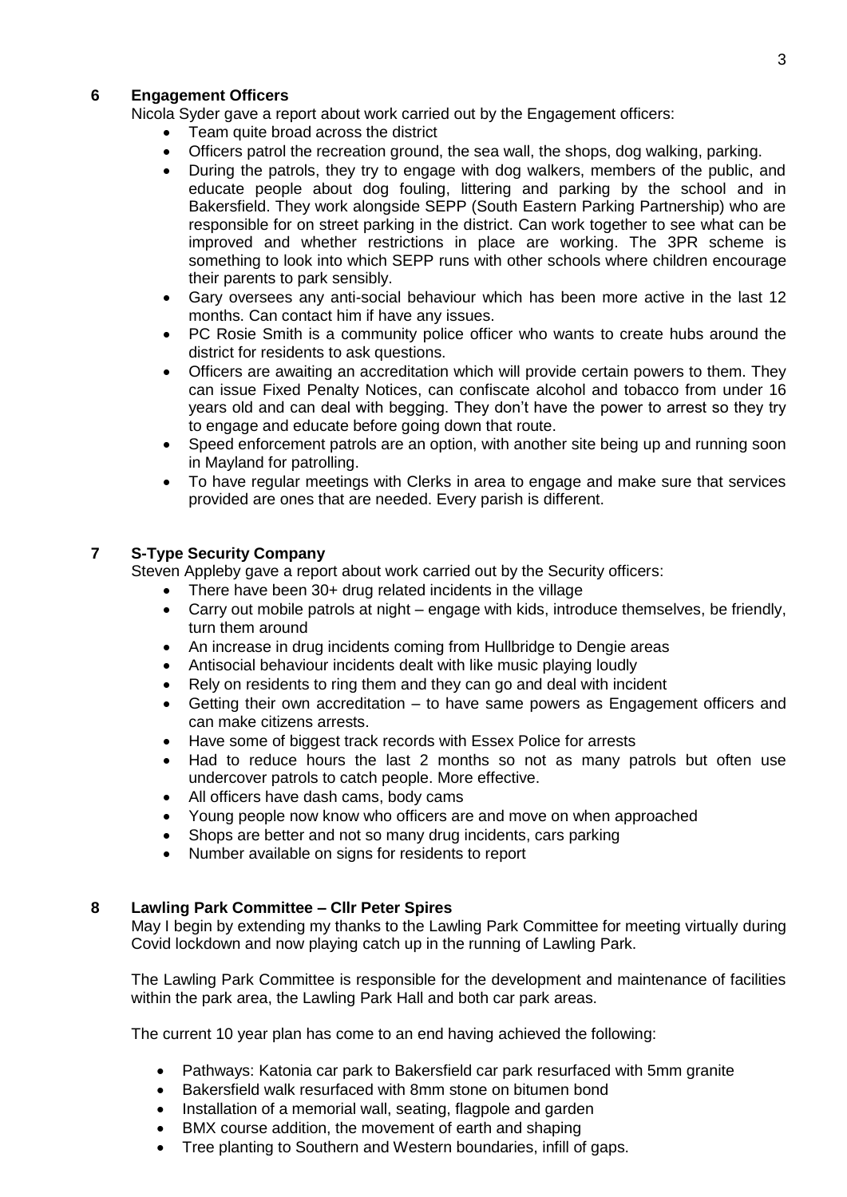## 6 Engagement Officers

Nicola Syder gave a report about work carried out by the Engagement officers:

- Team quite broad across the district
- Officers patrol the recreation ground, the sea wall, the shops, dog walking, parking.
- During the patrols, they try to engage with dog walkers, members of the public, and educate people about dog fouling, littering and parking by the school and in Bakersfield. They work alongside SEPP (South Eastern Parking Partnership) who are responsible for on street parking in the district. Can work together to see what can be improved and whether restrictions in place are working. The 3PR scheme is something to look into which SEPP runs with other schools where children encourage their parents to park sensibly.
- Gary oversees any anti-social behaviour which has been more active in the last 12 months. Can contact him if have any issues.
- PC Rosie Smith is a community police officer who wants to create hubs around the district for residents to ask questions.
- Officers are awaiting an accreditation which will provide certain powers to them. They can issue Fixed Penalty Notices, can confiscate alcohol and tobacco from under 16 years old and can deal with begging. They don't have the power to arrest so they try to engage and educate before going down that route.
- Speed enforcement patrols are an option, with another site being up and running soon in Mayland for patrolling.
- To have regular meetings with Clerks in area to engage and make sure that services provided are ones that are needed. Every parish is different.

## 7 S-Type Security Company

Steven Appleby gave a report about work carried out by the Security officers:

- There have been 30+ drug related incidents in the village
- Carry out mobile patrols at night – engage with kids, introduce themselves, be friendly, turn them around
- An increase in drug incidents coming from Hullbridge to Dengie areas
- Antisocial behaviour incidents dealt with like music playing loudly
- Rely on residents to ring them and they can go and deal with incident
- Getting their own accreditation – to have same powers as Engagement officers and can make citizens arrests.
- Have some of biggest track records with Essex Police for arrests
- Had to reduce hours the last 2 months so not as many patrols but often use undercover patrols to catch people. More effective.
- All officers have dash cams, body cams
- Young people now know who officers are and move on when approached
- Shops are better and not so many drug incidents, cars parking
- Number available on signs for residents to report

## 8 Lawling Park Committee – Cllr Peter Spires

May I begin by extending my thanks to the Lawling Park Committee for meeting virtually during Covid lockdown and now playing catch up in the running of Lawling Park.

The Lawling Park Committee is responsible for the development and maintenance of facilities within the park area, the Lawling Park Hall and both car park areas.

The current 10 year plan has come to an end having achieved the following:

- Pathways: Katonia car park to Bakersfield car park resurfaced with 5mm granite
- Bakersfield walk resurfaced with 8mm stone on bitumen bond
- Installation of a memorial wall, seating, flagpole and garden
- BMX course addition, the movement of earth and shaping
- Tree planting to Southern and Western boundaries, infill of gaps.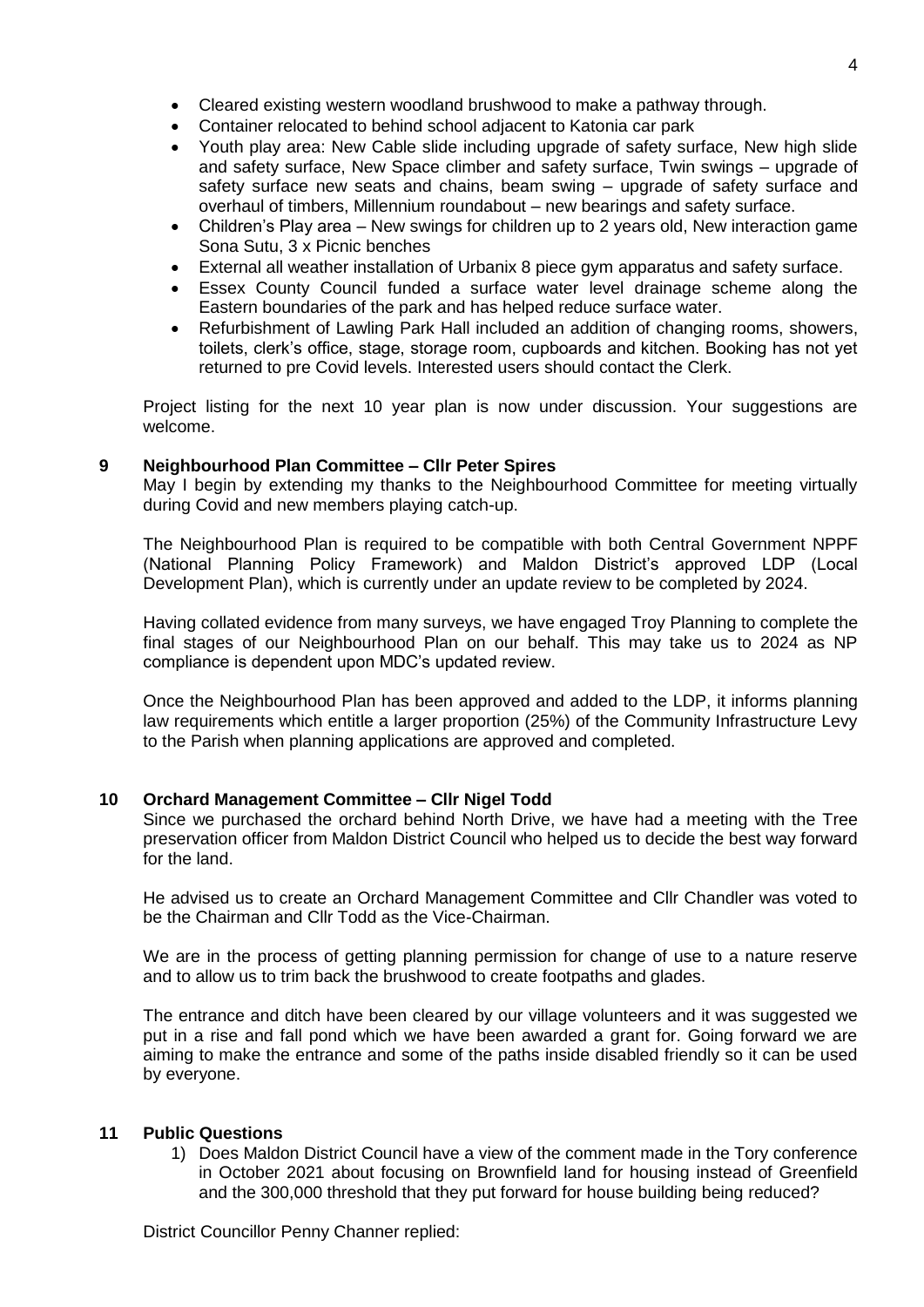- Cleared existing western woodland brushwood to make a pathway through.
- Container relocated to behind school adjacent to Katonia car park
- Youth play area: New Cable slide including upgrade of safety surface, New high slide and safety surface, New Space climber and safety surface, Twin swings – upgrade of safety surface new seats and chains, beam swing – upgrade of safety surface and overhaul of timbers, Millennium roundabout – new bearings and safety surface.
- Children's Play area – New swings for children up to 2 years old, New interaction game Sona Sutu, 3 x Picnic benches
- External all weather installation of Urbanix 8 piece gym apparatus and safety surface.
- Essex County Council funded a surface water level drainage scheme along the Eastern boundaries of the park and has helped reduce surface water.
- Refurbishment of Lawling Park Hall included an addition of changing rooms, showers, toilets, clerk's office, stage, storage room, cupboards and kitchen. Booking has not yet returned to pre Covid levels. Interested users should contact the Clerk.

Project listing for the next 10 year plan is now under discussion. Your suggestions are welcome.

## 9 Neighbourhood Plan Committee – Cllr Peter Spires

May I begin by extending my thanks to the Neighbourhood Committee for meeting virtually during Covid and new members playing catch-up.

The Neighbourhood Plan is required to be compatible with both Central Government NPPF (National Planning Policy Framework) and Maldon District's approved LDP (Local Development Plan), which is currently under an update review to be completed by 2024.

Having collated evidence from many surveys, we have engaged Troy Planning to complete the final stages of our Neighbourhood Plan on our behalf. This may take us to 2024 as NP compliance is dependent upon MDC's updated review.

Once the Neighbourhood Plan has been approved and added to the LDP, it informs planning law requirements which entitle a larger proportion (25%) of the Community Infrastructure Levy to the Parish when planning applications are approved and completed.

## 10 Orchard Management Committee – Cllr Nigel Todd

Since we purchased the orchard behind North Drive, we have had a meeting with the Tree preservation officer from Maldon District Council who helped us to decide the best way forward for the land.

He advised us to create an Orchard Management Committee and Cllr Chandler was voted to be the Chairman and Cllr Todd as the Vice-Chairman.

We are in the process of getting planning permission for change of use to a nature reserve and to allow us to trim back the brushwood to create footpaths and glades.

The entrance and ditch have been cleared by our village volunteers and it was suggested we put in a rise and fall pond which we have been awarded a grant for. Going forward we are aiming to make the entrance and some of the paths inside disabled friendly so it can be used by everyone.

## 11 Public Questions

1) Does Maldon District Council have a view of the comment made in the Tory conference in October 2021 about focusing on Brownfield land for housing instead of Greenfield and the 300,000 threshold that they put forward for house building being reduced?

District Councillor Penny Channer replied: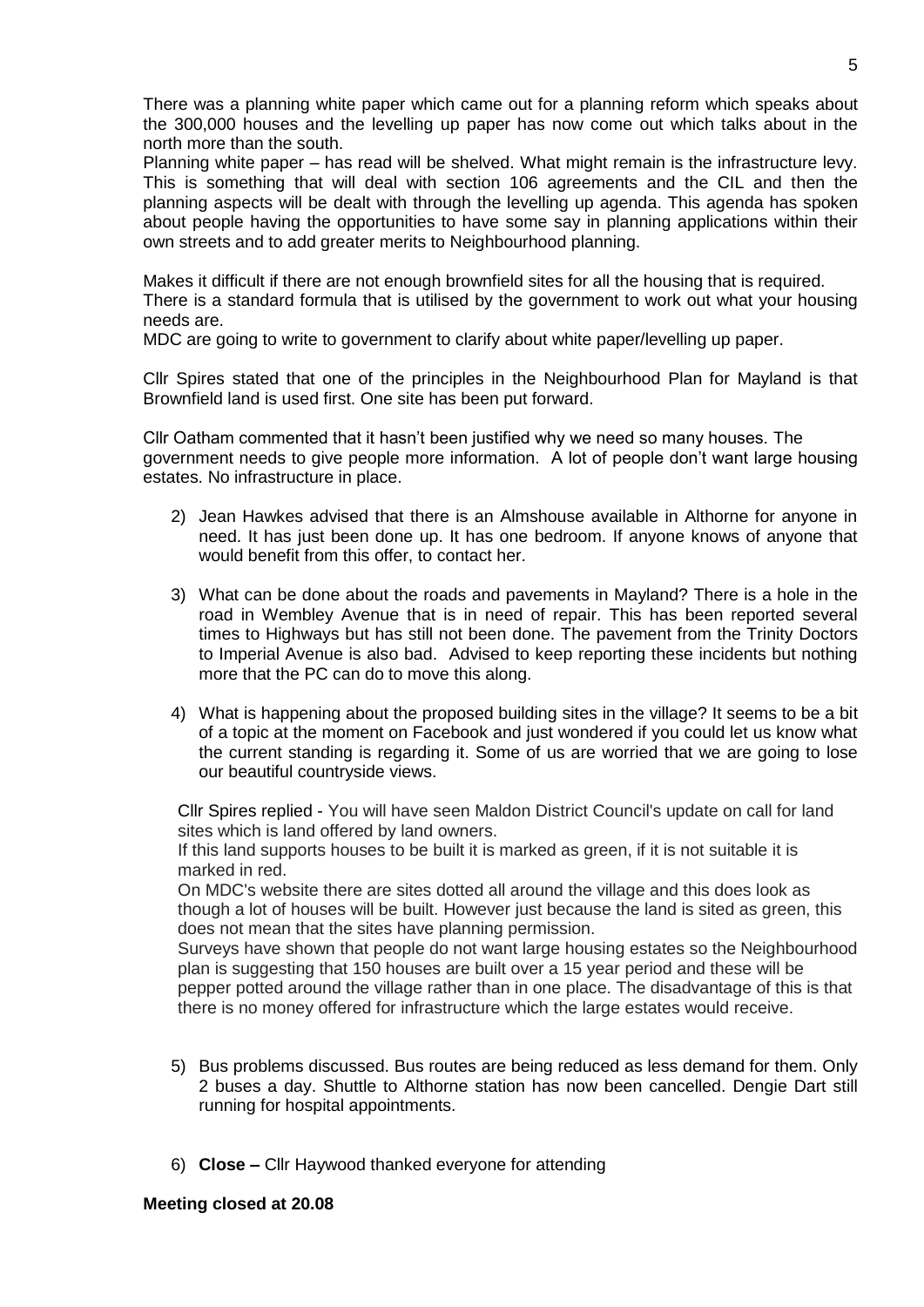There was a planning white paper which came out for a planning reform which speaks about the 300,000 houses and the levelling up paper has now come out which talks about in the north more than the south.

Planning white paper – has read will be shelved. What might remain is the infrastructure levy. This is something that will deal with section 106 agreements and the CIL and then the planning aspects will be dealt with through the levelling up agenda. This agenda has spoken about people having the opportunities to have some say in planning applications within their own streets and to add greater merits to Neighbourhood planning.

Makes it difficult if there are not enough brownfield sites for all the housing that is required.
There is a standard formula that is utilised by the government to work out what your housing needs are.
MDC are going to write to government to clarify about white paper/levelling up paper.

Cllr Spires stated that one of the principles in the Neighbourhood Plan for Mayland is that Brownfield land is used first. One site has been put forward.

Cllr Oatham commented that it hasn't been justified why we need so many houses. The government needs to give people more information. A lot of people don't want large housing estates. No infrastructure in place.

2) Jean Hawkes advised that there is an Almshouse available in Althorne for anyone in need. It has just been done up. It has one bedroom. If anyone knows of anyone that would benefit from this offer, to contact her.

3) What can be done about the roads and pavements in Mayland? There is a hole in the road in Wembley Avenue that is in need of repair. This has been reported several times to Highways but has still not been done. The pavement from the Trinity Doctors to Imperial Avenue is also bad. Advised to keep reporting these incidents but nothing more that the PC can do to move this along.

4) What is happening about the proposed building sites in the village? It seems to be a bit of a topic at the moment on Facebook and just wondered if you could let us know what the current standing is regarding it. Some of us are worried that we are going to lose our beautiful countryside views.

   Cllr Spires replied - You will have seen Maldon District Council's update on call for land sites which is land offered by land owners.
   If this land supports houses to be built it is marked as green, if it is not suitable it is marked in red.
   On MDC's website there are sites dotted all around the village and this does look as though a lot of houses will be built. However just because the land is sited as green, this does not mean that the sites have planning permission.
   Surveys have shown that people do not want large housing estates so the Neighbourhood plan is suggesting that 150 houses are built over a 15 year period and these will be pepper potted around the village rather than in one place. The disadvantage of this is that there is no money offered for infrastructure which the large estates would receive.

5) Bus problems discussed. Bus routes are being reduced as less demand for them. Only 2 buses a day. Shuttle to Althorne station has now been cancelled. Dengie Dart still running for hospital appointments.

6) **Close –** Cllr Haywood thanked everyone for attending

**Meeting closed at 20.08**